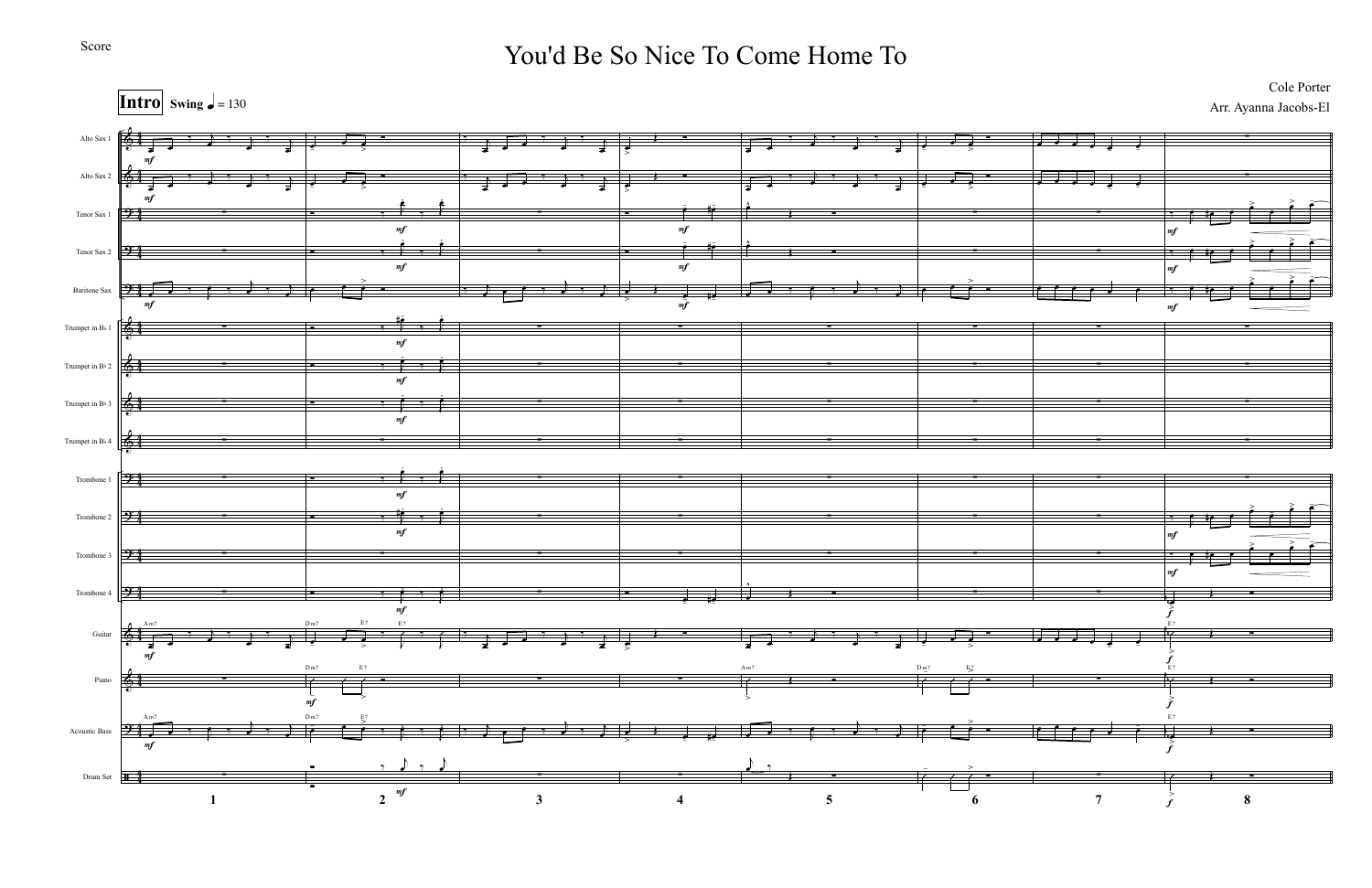Score

# You'd Be So Nice To Come Home To

Cole Porter
Arr. Ayanna Jacobs-El

**Intro** Swing ♩ = 130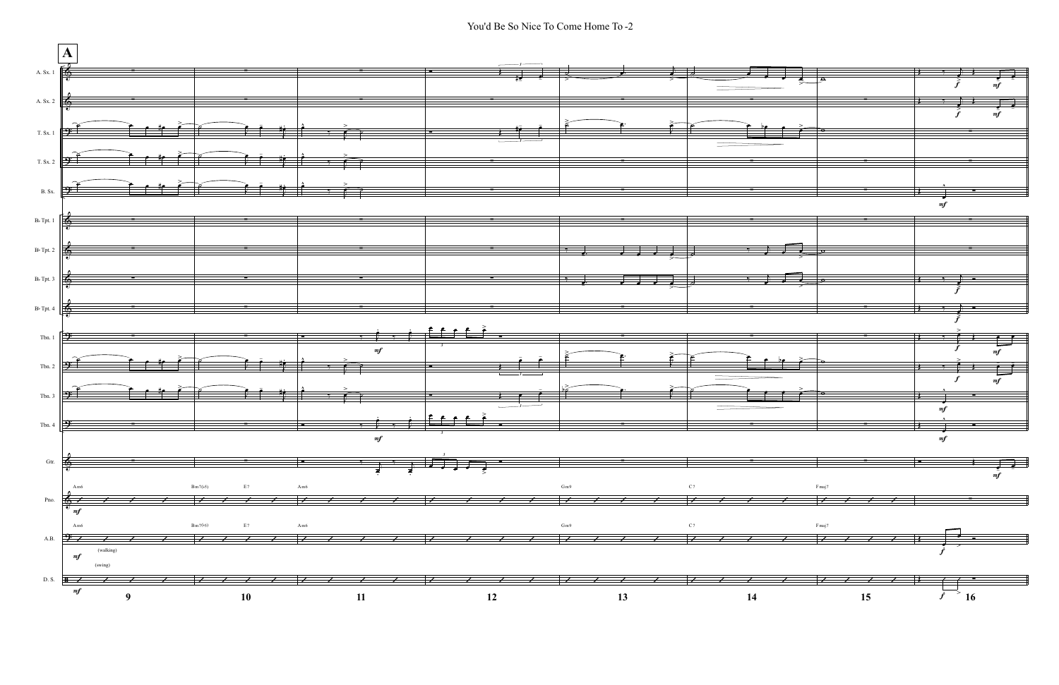A

A. Sx. 1

A. Sx. 2

T. Sx. 1

T. Sx. 2

B. Sx.

B♭ Tpt. 1

B♭ Tpt. 2

B♭ Tpt. 3

B♭ Tpt. 4

Tbn. 1

Tbn. 2

Tbn. 3

Tbn. 4

Gtr.

Pno.

A.B.

D. S.

Am6 Bm7(♭5) E7 Am6 Gm9 C7 Fmaj7

(walking)

(swing)

9 10 11 12 13 14 15 16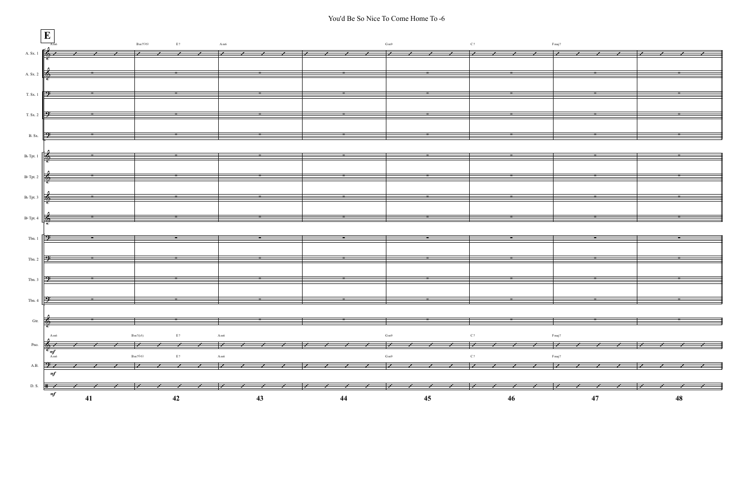You'd Be So Nice To Come Home To -6

**E**

| | | | | | | | |
|---|---|---|---|---|---|---|---|
| Am6 | Bm7(b5) E7 | Am6 | | Gm9 | C7 | Fmaj7 | |
| 41 | 42 | 43 | 44 | 45 | 46 | 47 | 48 |

A. Sx. 1, A. Sx. 2, T. Sx. 1, T. Sx. 2, B. Sx., B♭ Tpt. 1, B♭ Tpt. 2, B♭ Tpt. 3, B♭ Tpt. 4, Tbn. 1, Tbn. 2, Tbn. 3, Tbn. 4, Gtr., Pno., A.B., D. S.

*mf*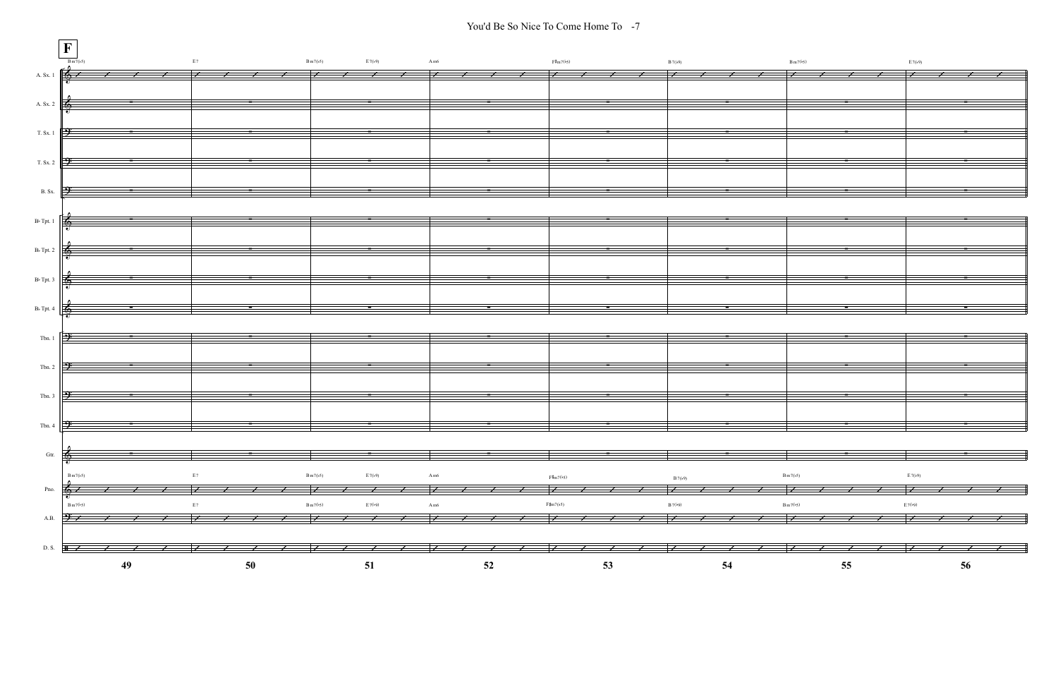**F**

| | 49 | 50 | 51 | | 52 | 53 | 54 | 55 | 56 |
|---|---|---|---|---|---|---|---|---|---|
| Chords | Bm7(♭5) | E7 | Bm7(♭5) | E7(♭9) | Am6 | F♯m7(♭5) | B7(♭9) | Bm7(♭5) | E7(♭9) |

A. Sx. 1, A. Sx. 2, T. Sx. 1, T. Sx. 2, B. Sx., B♭ Tpt. 1, B♭ Tpt. 2, B♭ Tpt. 3, B♭ Tpt. 4, Tbn. 1, Tbn. 2, Tbn. 3, Tbn. 4, Gtr., Pno., A.B., D. S.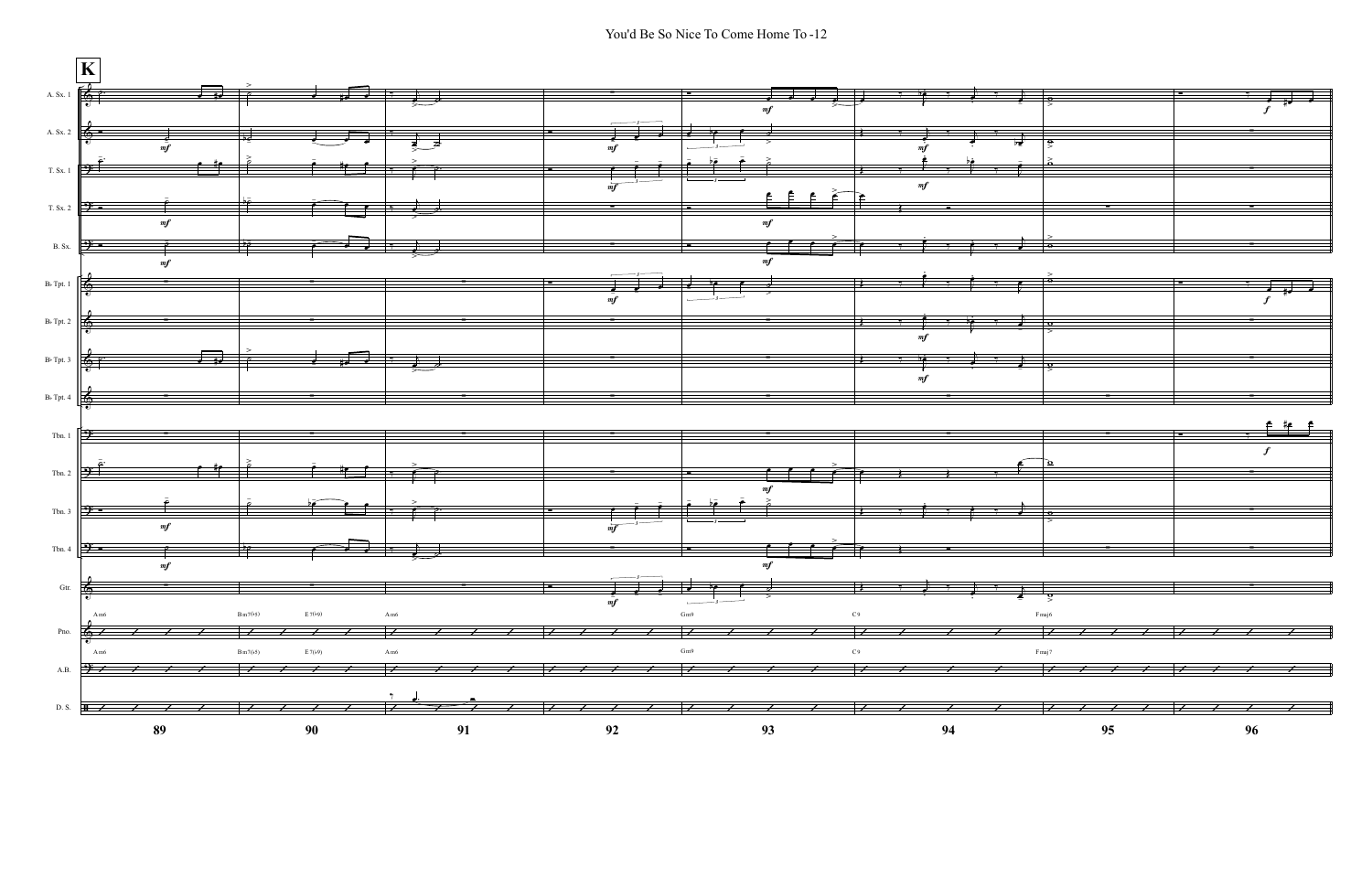You'd Be So Nice To Come Home To -12

K

A. Sx. 1
A. Sx. 2
T. Sx. 1
T. Sx. 2
B. Sx.
B♭ Tpt. 1
B♭ Tpt. 2
B♭ Tpt. 3
B♭ Tpt. 4
Tbn. 1
Tbn. 2
Tbn. 3
Tbn. 4
Gtr.
Pno.
A.B.
D. S.

Am6 Bm7(♭5) E7(♭9) Am6 Gm9 C9 Fmaj6

Am6 Bm7(♭5) E7(♭9) Am6 Gm9 C9 Fmaj7

89 90 91 92 93 94 95 96